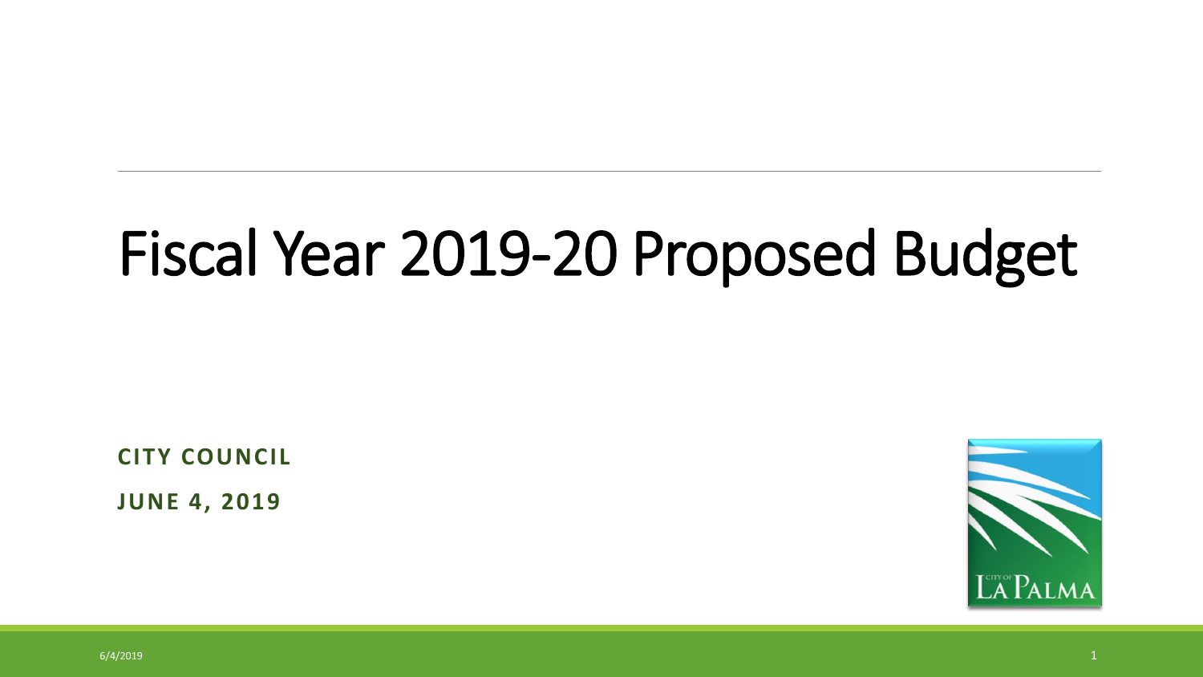# Fiscal Year 2019-20 Proposed Budget

**CITY COUNCIL**

**JUNE 4, 2019**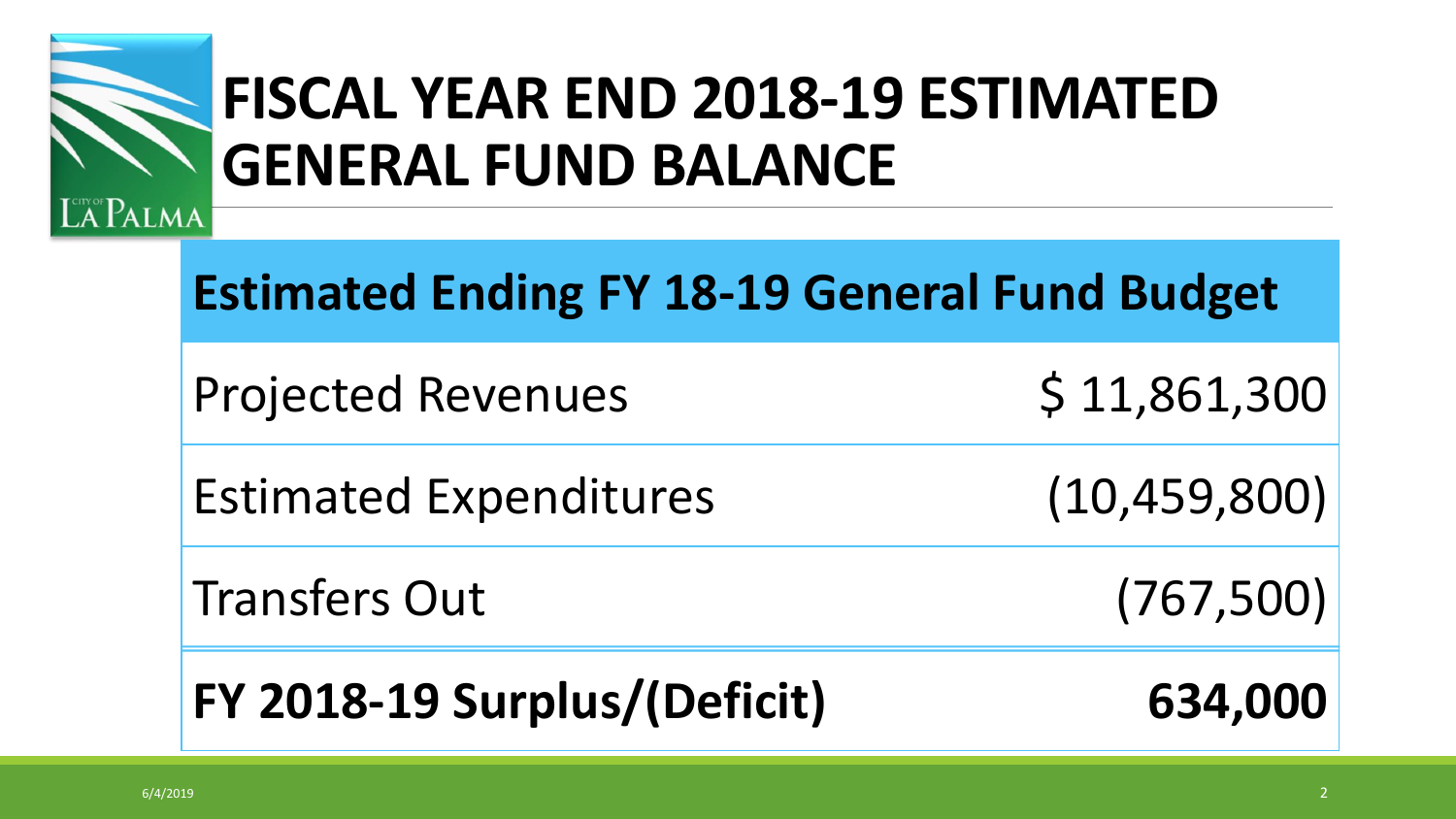# FISCAL YEAR END 2018-19 ESTIMATED GENERAL FUND BALANCE

| Estimated Ending FY 18-19 General Fund Budget | |
| --- | --- |
| Projected Revenues | $ 11,861,300 |
| Estimated Expenditures | (10,459,800) |
| Transfers Out | (767,500) |
| **FY 2018-19 Surplus/(Deficit)** | **634,000** |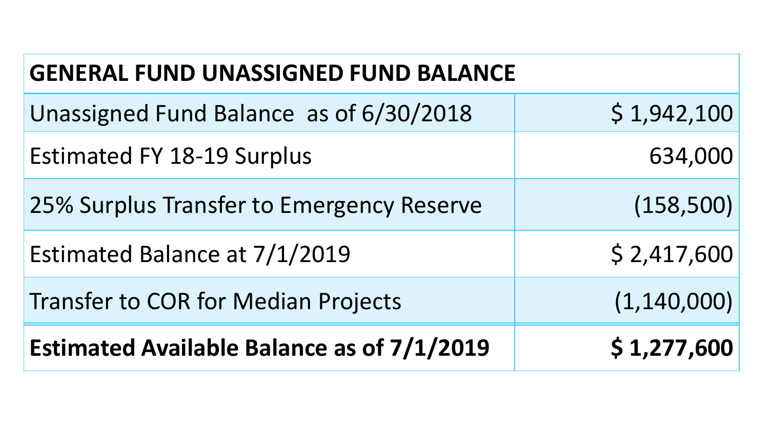| GENERAL FUND UNASSIGNED FUND BALANCE | |
| --- | --- |
| Unassigned Fund Balance as of 6/30/2018 | $ 1,942,100 |
| Estimated FY 18-19 Surplus | 634,000 |
| 25% Surplus Transfer to Emergency Reserve | (158,500) |
| Estimated Balance at 7/1/2019 | $ 2,417,600 |
| Transfer to COR for Median Projects | (1,140,000) |
| **Estimated Available Balance as of 7/1/2019** | **$ 1,277,600** |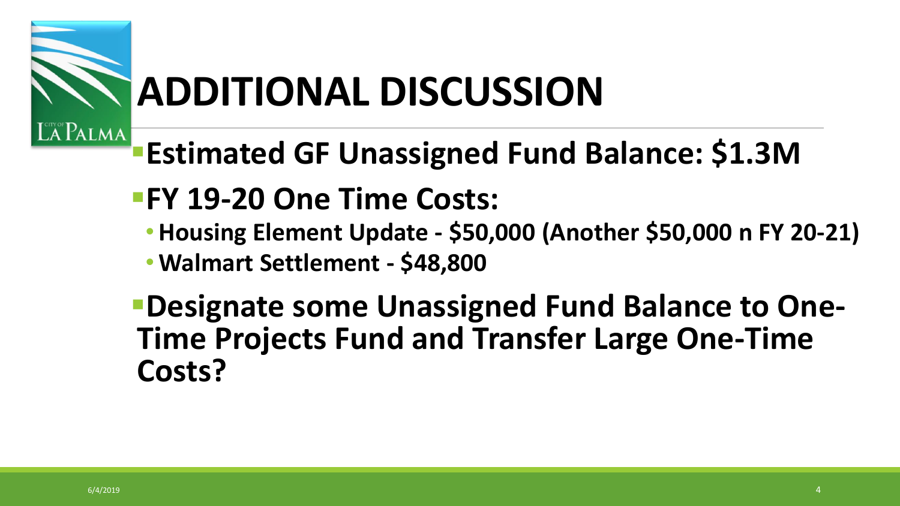# ADDITIONAL DISCUSSION

- **Estimated GF Unassigned Fund Balance: $1.3M**
- **FY 19-20 One Time Costs:**
  - **Housing Element Update - $50,000 (Another $50,000 n FY 20-21)**
  - **Walmart Settlement - $48,800**
- **Designate some Unassigned Fund Balance to One-Time Projects Fund and Transfer Large One-Time Costs?**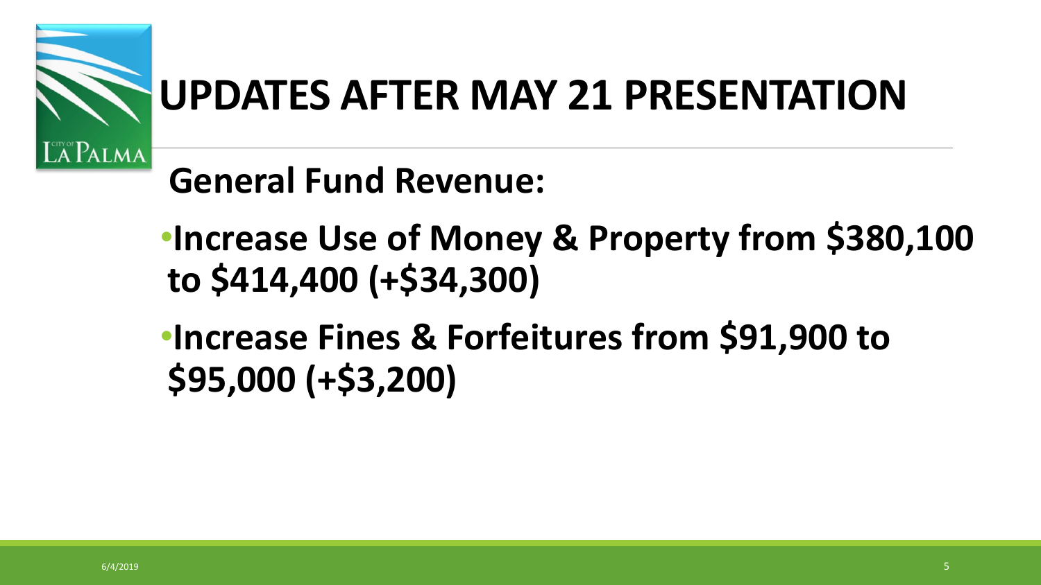# UPDATES AFTER MAY 21 PRESENTATION

**General Fund Revenue:**

- **Increase Use of Money & Property from $380,100 to $414,400 (+$34,300)**
- **Increase Fines & Forfeitures from $91,900 to $95,000 (+$3,200)**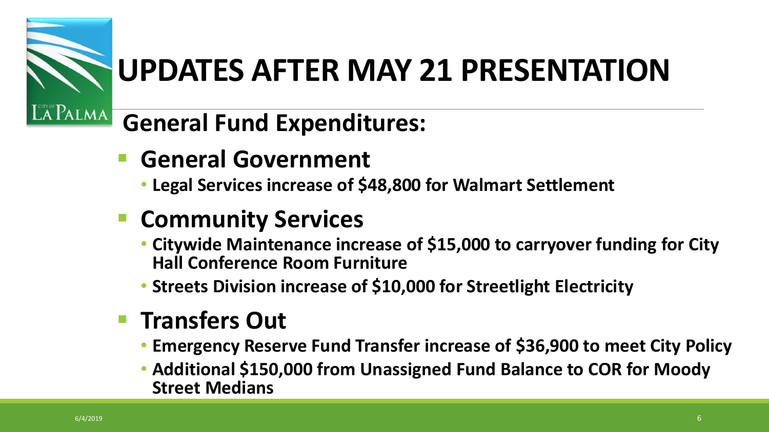# UPDATES AFTER MAY 21 PRESENTATION

## General Fund Expenditures:

- **General Government**
  - **Legal Services increase of $48,800 for Walmart Settlement**
- **Community Services**
  - **Citywide Maintenance increase of $15,000 to carryover funding for City Hall Conference Room Furniture**
  - **Streets Division increase of $10,000 for Streetlight Electricity**
- **Transfers Out**
  - **Emergency Reserve Fund Transfer increase of $36,900 to meet City Policy**
  - **Additional $150,000 from Unassigned Fund Balance to COR for Moody Street Medians**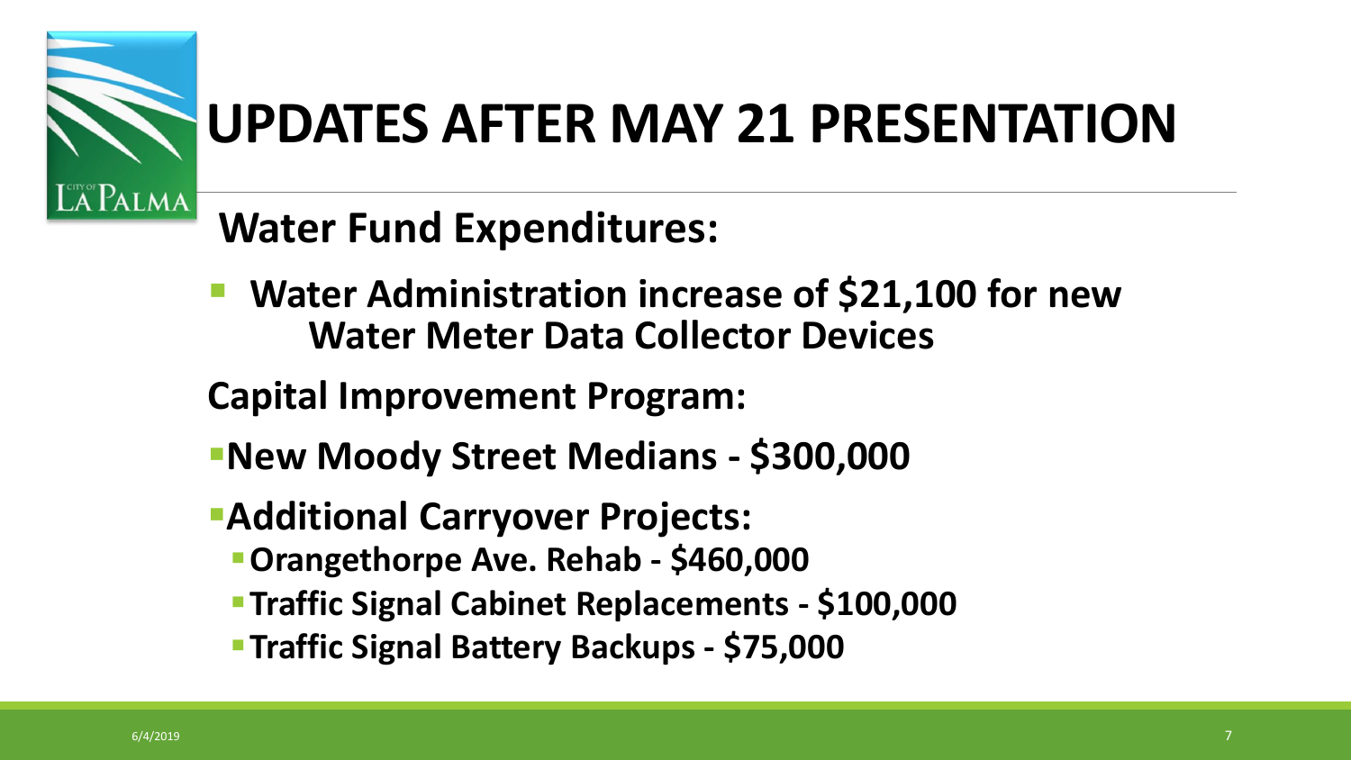# UPDATES AFTER MAY 21 PRESENTATION

## Water Fund Expenditures:

- **Water Administration increase of $21,100 for new Water Meter Data Collector Devices**

## Capital Improvement Program:

- **New Moody Street Medians - $300,000**
- **Additional Carryover Projects:**
  - **Orangethorpe Ave. Rehab - $460,000**
  - **Traffic Signal Cabinet Replacements - $100,000**
  - **Traffic Signal Battery Backups - $75,000**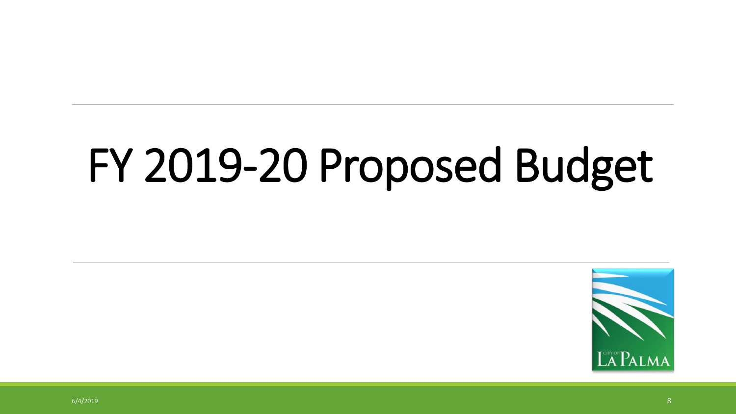# FY 2019-20 Proposed Budget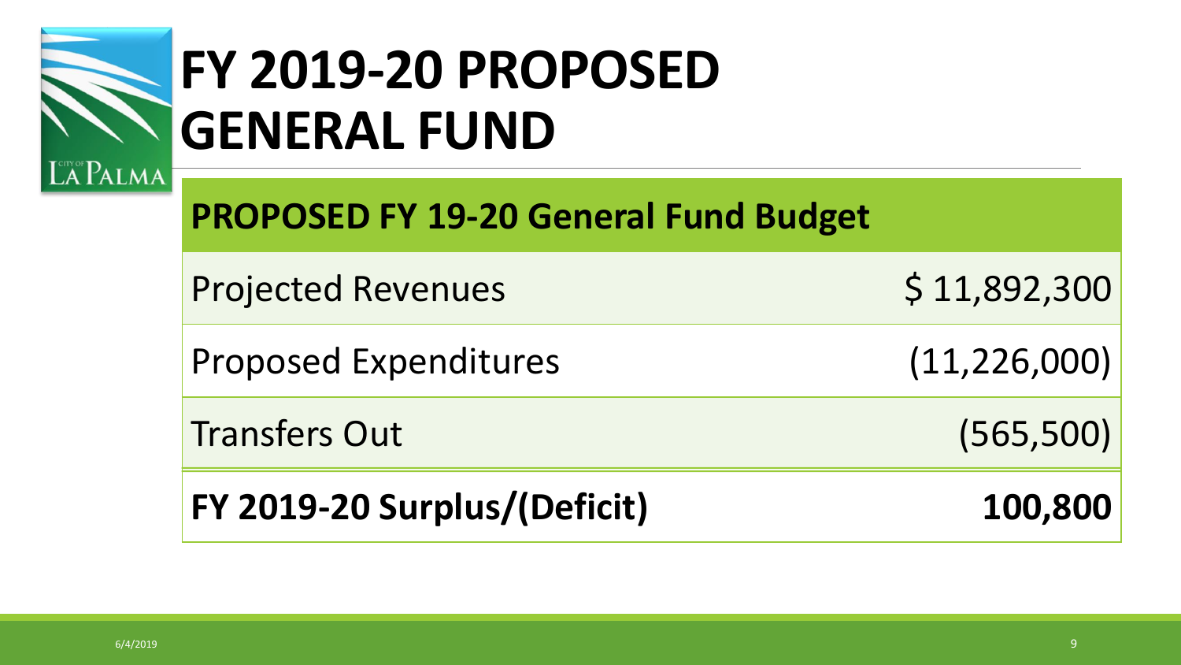# FY 2019-20 PROPOSED GENERAL FUND

| PROPOSED FY 19-20 General Fund Budget | |
|---|---|
| Projected Revenues | $ 11,892,300 |
| Proposed Expenditures | (11,226,000) |
| Transfers Out | (565,500) |
| **FY 2019-20 Surplus/(Deficit)** | **100,800** |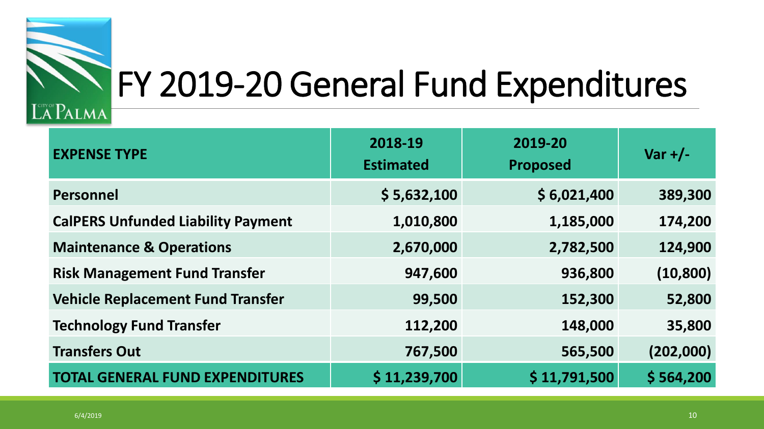# FY 2019-20 General Fund Expenditures

| EXPENSE TYPE | 2018-19 Estimated | 2019-20 Proposed | Var +/- |
|---|---|---|---|
| **Personnel** | **$ 5,632,100** | **$ 6,021,400** | **389,300** |
| **CalPERS Unfunded Liability Payment** | **1,010,800** | **1,185,000** | **174,200** |
| **Maintenance & Operations** | **2,670,000** | **2,782,500** | **124,900** |
| **Risk Management Fund Transfer** | **947,600** | **936,800** | **(10,800)** |
| **Vehicle Replacement Fund Transfer** | **99,500** | **152,300** | **52,800** |
| **Technology Fund Transfer** | **112,200** | **148,000** | **35,800** |
| **Transfers Out** | **767,500** | **565,500** | **(202,000)** |
| **TOTAL GENERAL FUND EXPENDITURES** | **$ 11,239,700** | **$ 11,791,500** | **$ 564,200** |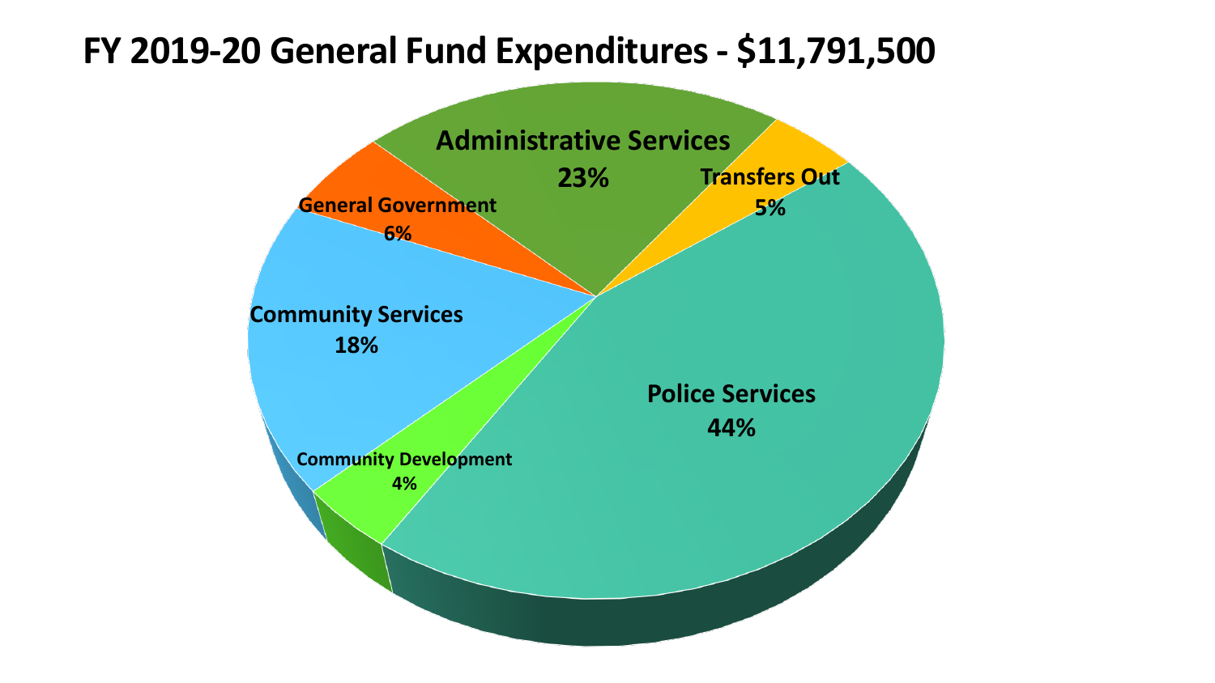# FY 2019-20 General Fund Expenditures - $11,791,500

| Category | Percentage |
| --- | --- |
| Administrative Services | 23% |
| Transfers Out | 5% |
| General Government | 6% |
| Community Services | 18% |
| Community Development | 4% |
| Police Services | 44% |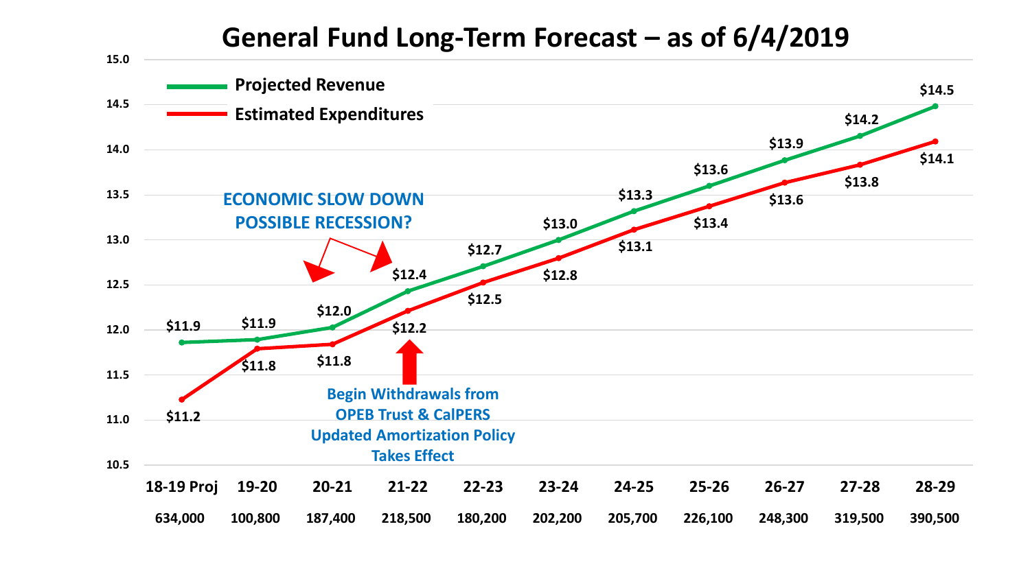# General Fund Long-Term Forecast – as of 6/4/2019

| | 18-19 Proj | 19-20 | 20-21 | 21-22 | 22-23 | 23-24 | 24-25 | 25-26 | 26-27 | 27-28 | 28-29 |
|---|---|---|---|---|---|---|---|---|---|---|---|
| Projected Revenue | $11.9 | $11.9 | $12.0 | $12.4 | $12.7 | $13.0 | $13.3 | $13.6 | $13.9 | $14.2 | $14.5 |
| Estimated Expenditures | $11.2 | $11.8 | $11.8 | $12.2 | $12.5 | $12.8 | $13.1 | $13.4 | $13.6 | $13.8 | $14.1 |
| | 634,000 | 100,800 | 187,400 | 218,500 | 180,200 | 202,200 | 205,700 | 226,100 | 248,300 | 319,500 | 390,500 |

ECONOMIC SLOW DOWN
POSSIBLE RECESSION?

Begin Withdrawals from OPEB Trust & CalPERS Updated Amortization Policy Takes Effect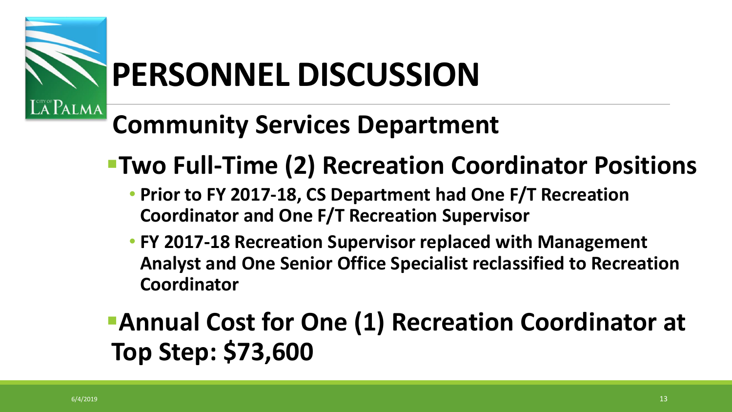# PERSONNEL DISCUSSION

## Community Services Department

- **Two Full-Time (2) Recreation Coordinator Positions**
  - **Prior to FY 2017-18, CS Department had One F/T Recreation Coordinator and One F/T Recreation Supervisor**
  - **FY 2017-18 Recreation Supervisor replaced with Management Analyst and One Senior Office Specialist reclassified to Recreation Coordinator**
- **Annual Cost for One (1) Recreation Coordinator at Top Step: $73,600**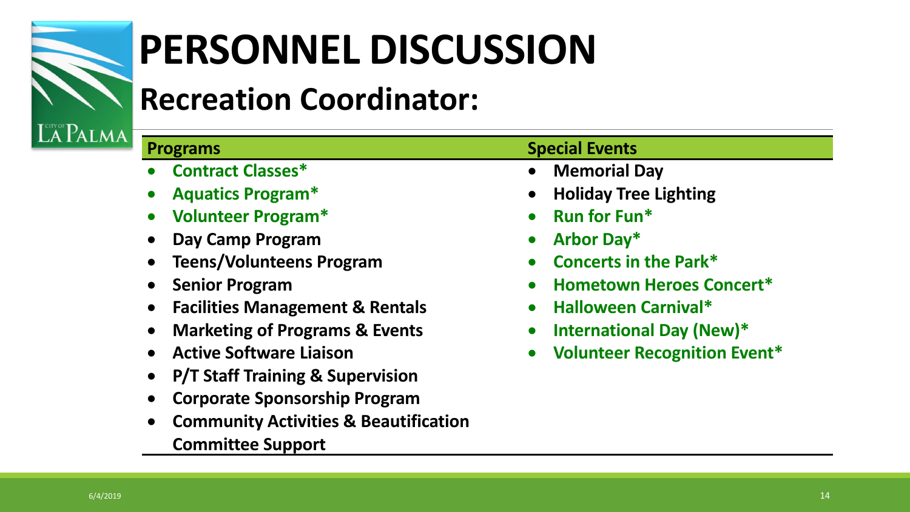# PERSONNEL DISCUSSION

## Recreation Coordinator:

### Programs

- Contract Classes*
- Aquatics Program*
- Volunteer Program*
- Day Camp Program
- Teens/Volunteens Program
- Senior Program
- Facilities Management & Rentals
- Marketing of Programs & Events
- Active Software Liaison
- P/T Staff Training & Supervision
- Corporate Sponsorship Program
- Community Activities & Beautification Committee Support

### Special Events

- Memorial Day
- Holiday Tree Lighting
- Run for Fun*
- Arbor Day*
- Concerts in the Park*
- Hometown Heroes Concert*
- Halloween Carnival*
- International Day (New)*
- Volunteer Recognition Event*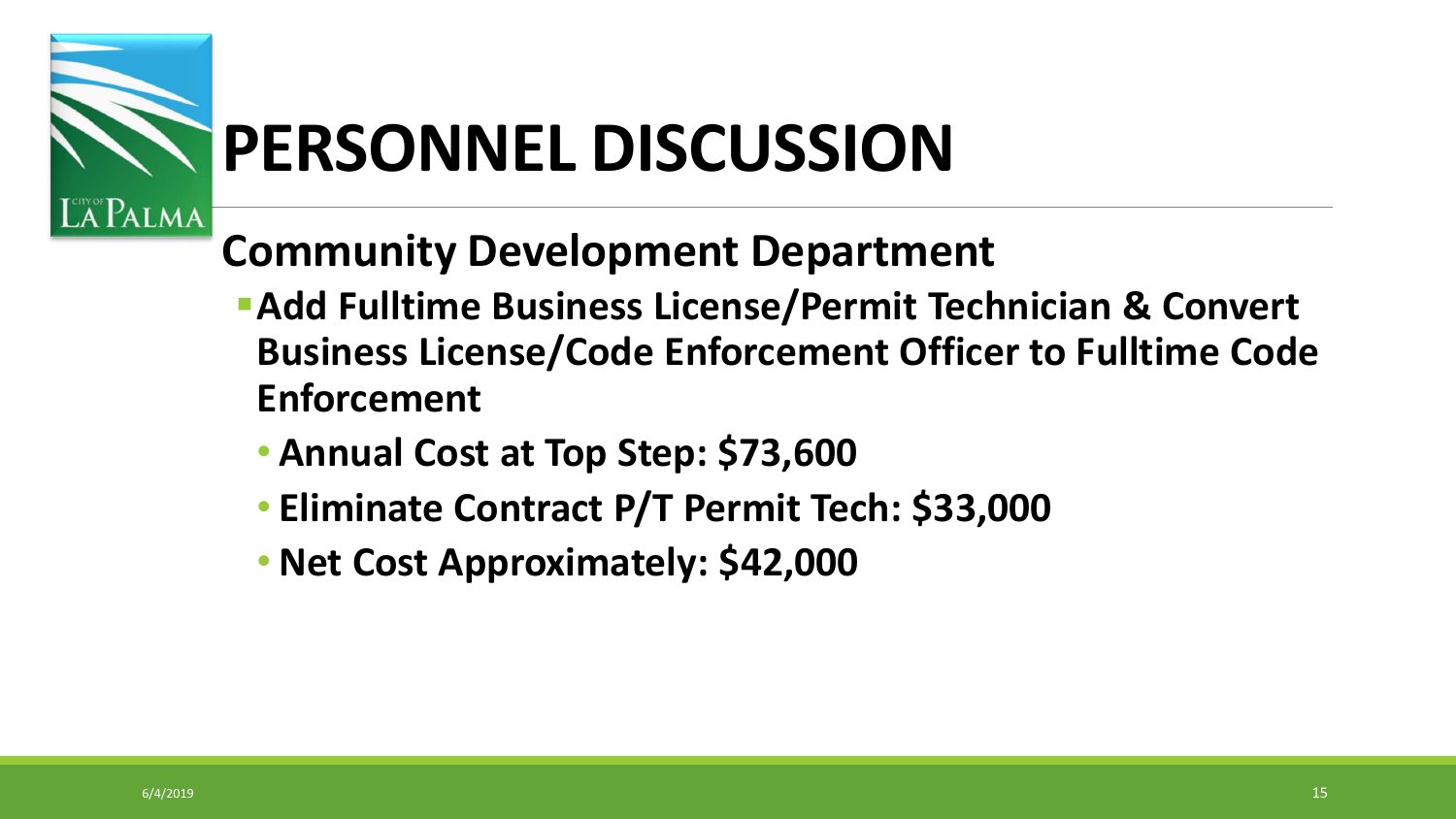# PERSONNEL DISCUSSION

## Community Development Department

- **Add Fulltime Business License/Permit Technician & Convert Business License/Code Enforcement Officer to Fulltime Code Enforcement**
  - **Annual Cost at Top Step: $73,600**
  - **Eliminate Contract P/T Permit Tech: $33,000**
  - **Net Cost Approximately: $42,000**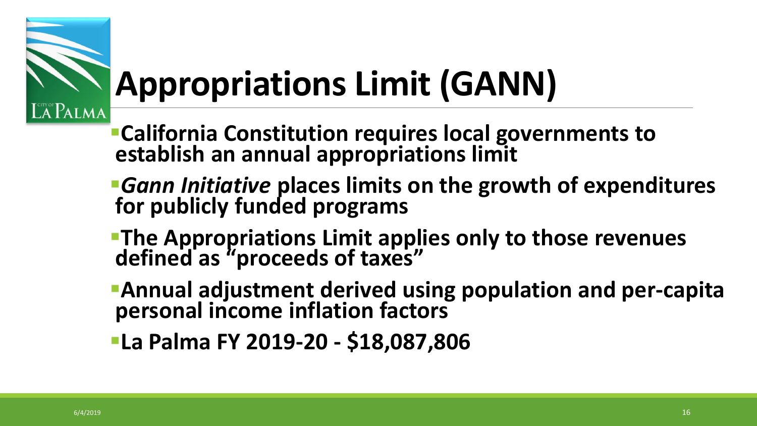# Appropriations Limit (GANN)

- **California Constitution requires local governments to establish an annual appropriations limit**
- ***Gann Initiative* places limits on the growth of expenditures for publicly funded programs**
- **The Appropriations Limit applies only to those revenues defined as "proceeds of taxes"**
- **Annual adjustment derived using population and per-capita personal income inflation factors**
- **La Palma FY 2019-20 - $18,087,806**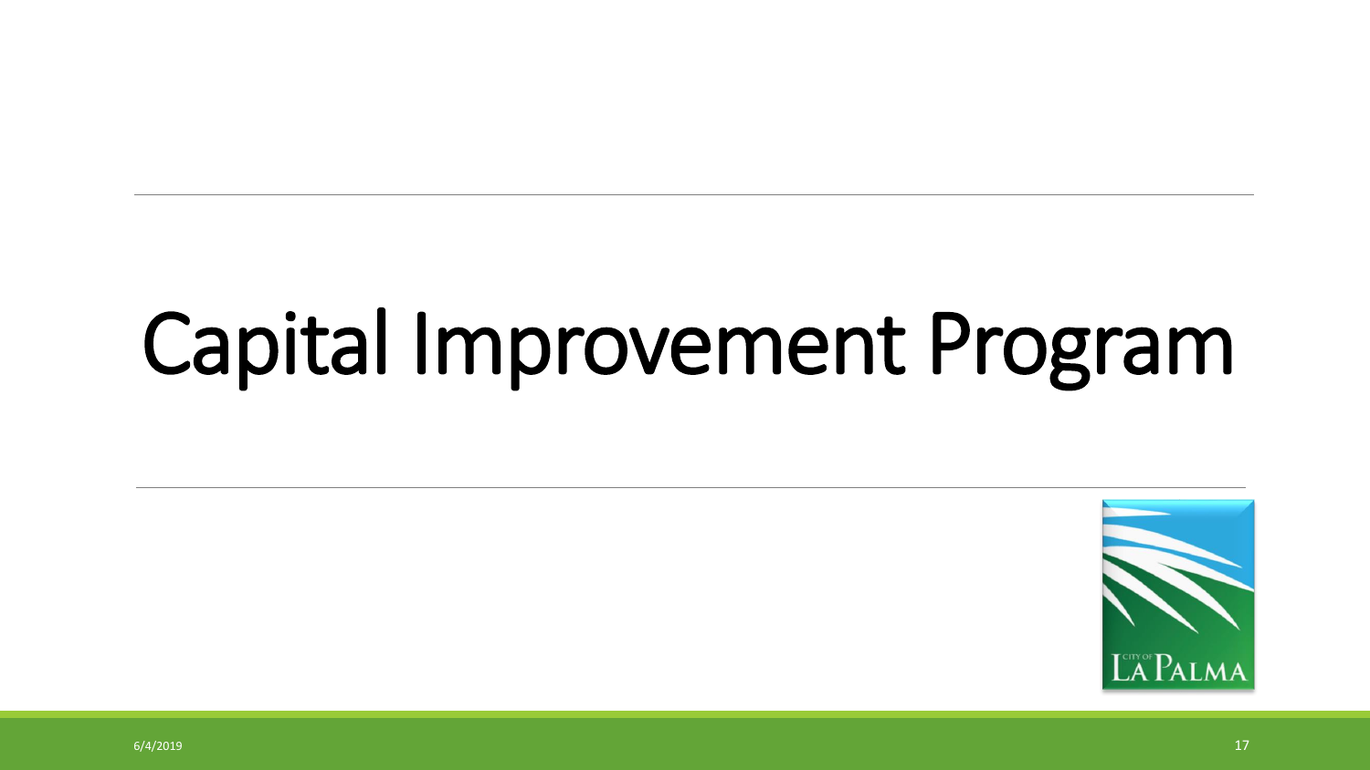# Capital Improvement Program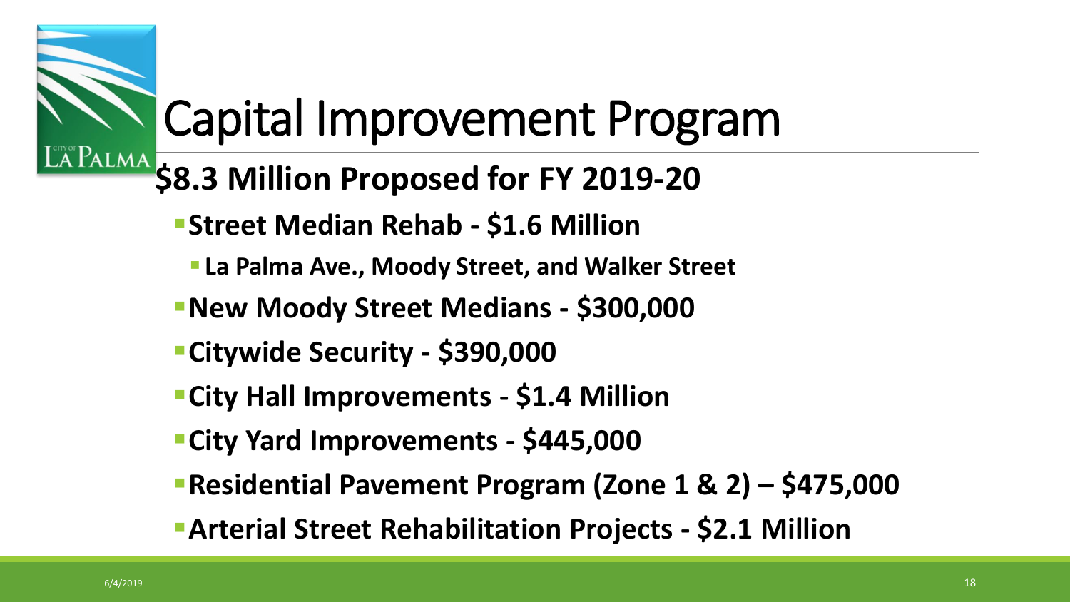# Capital Improvement Program

## $8.3 Million Proposed for FY 2019-20

- **Street Median Rehab - $1.6 Million**
  - **La Palma Ave., Moody Street, and Walker Street**
- **New Moody Street Medians - $300,000**
- **Citywide Security - $390,000**
- **City Hall Improvements - $1.4 Million**
- **City Yard Improvements - $445,000**
- **Residential Pavement Program (Zone 1 & 2) – $475,000**
- **Arterial Street Rehabilitation Projects - $2.1 Million**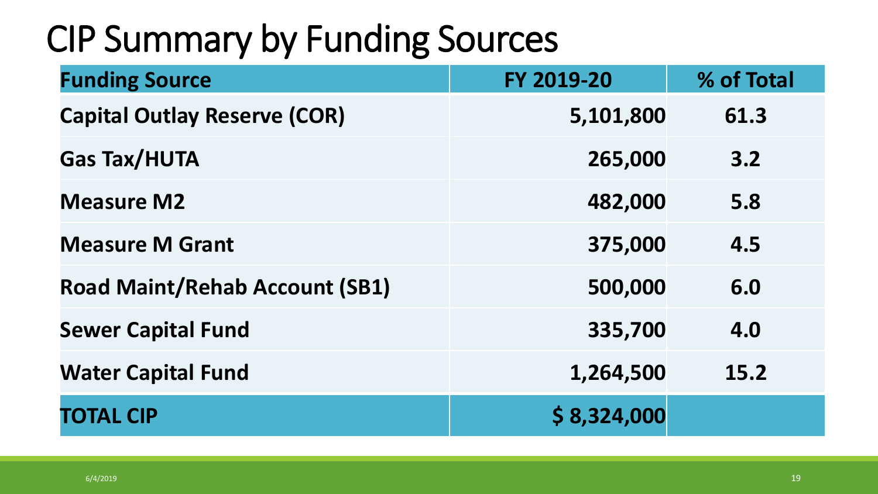# CIP Summary by Funding Sources

| Funding Source | FY 2019-20 | % of Total |
|---|---|---|
| **Capital Outlay Reserve (COR)** | **5,101,800** | **61.3** |
| **Gas Tax/HUTA** | **265,000** | **3.2** |
| **Measure M2** | **482,000** | **5.8** |
| **Measure M Grant** | **375,000** | **4.5** |
| **Road Maint/Rehab Account (SB1)** | **500,000** | **6.0** |
| **Sewer Capital Fund** | **335,700** | **4.0** |
| **Water Capital Fund** | **1,264,500** | **15.2** |
| **TOTAL CIP** | **$ 8,324,000** | |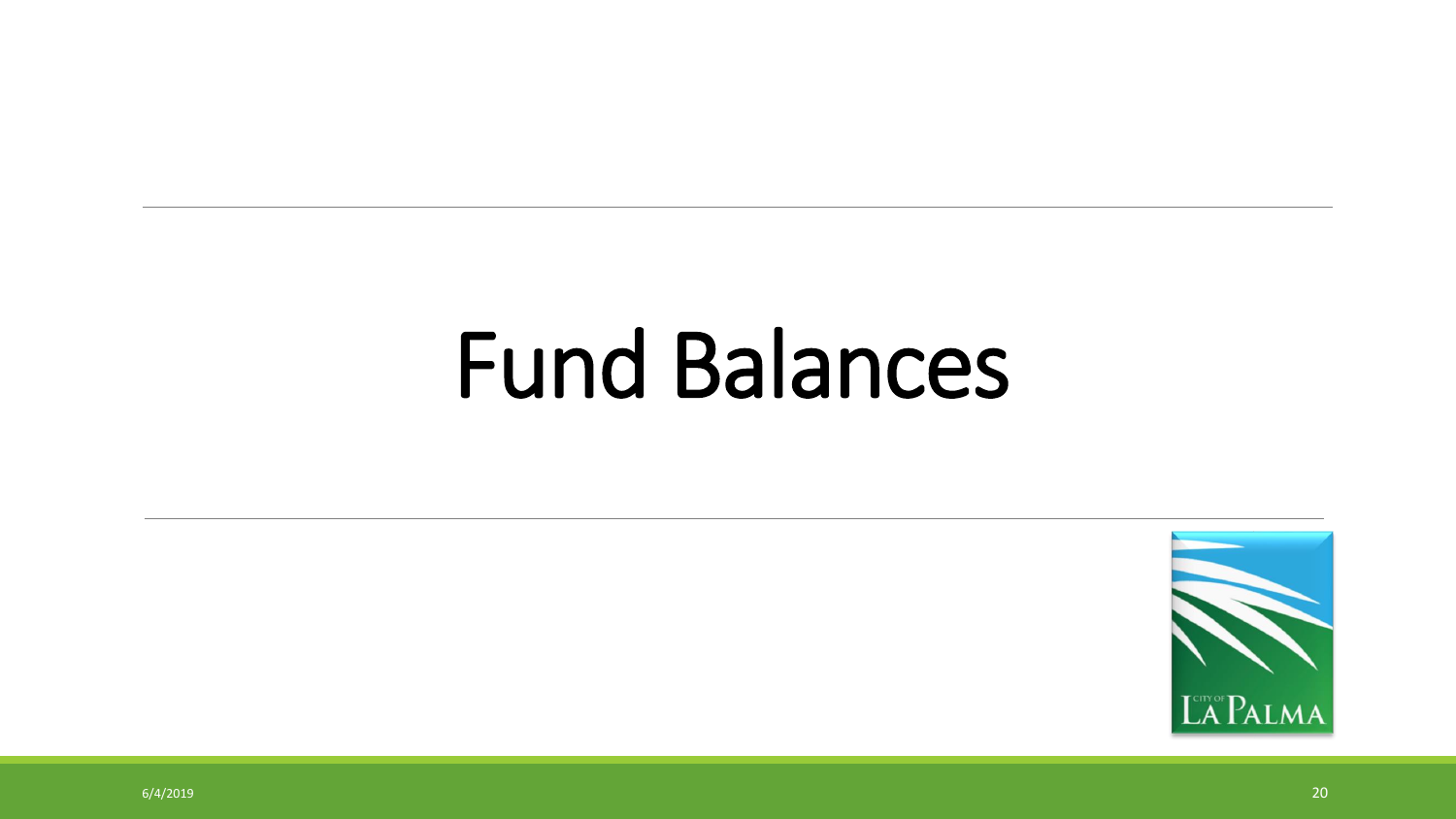# Fund Balances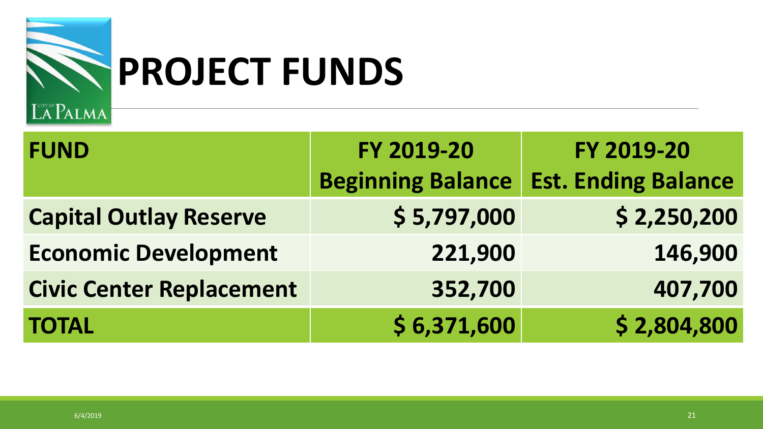# PROJECT FUNDS

| FUND | FY 2019-20 Beginning Balance | FY 2019-20 Est. Ending Balance |
| --- | --- | --- |
| **Capital Outlay Reserve** | **$ 5,797,000** | **$ 2,250,200** |
| **Economic Development** | **221,900** | **146,900** |
| **Civic Center Replacement** | **352,700** | **407,700** |
| **TOTAL** | **$ 6,371,600** | **$ 2,804,800** |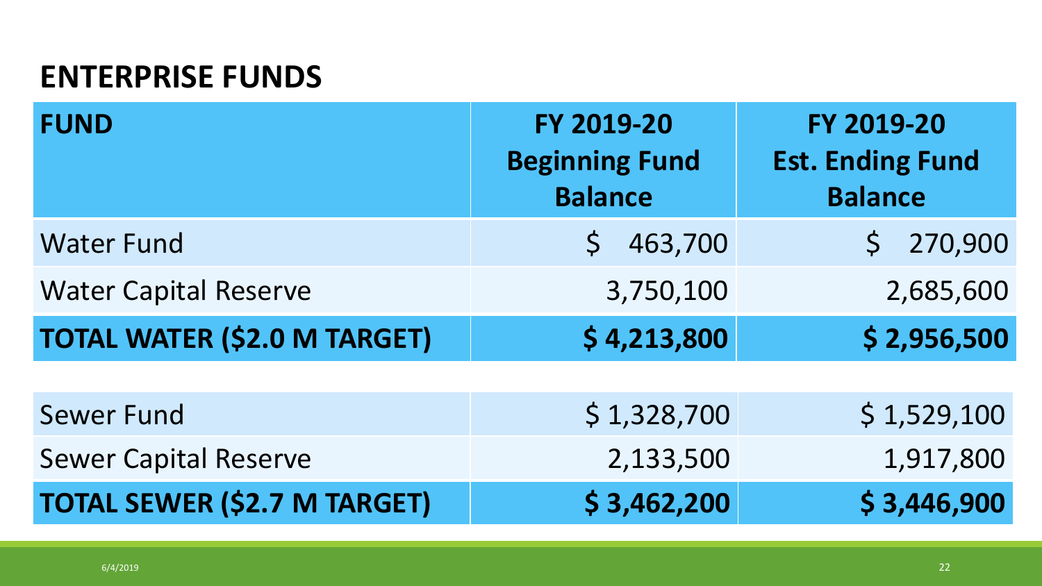## ENTERPRISE FUNDS

| FUND | FY 2019-20 Beginning Fund Balance | FY 2019-20 Est. Ending Fund Balance |
|---|---|---|
| Water Fund | $ 463,700 | $ 270,900 |
| Water Capital Reserve | 3,750,100 | 2,685,600 |
| **TOTAL WATER ($2.0 M TARGET)** | **$ 4,213,800** | **$ 2,956,500** |
| | | |
| Sewer Fund | $ 1,328,700 | $ 1,529,100 |
| Sewer Capital Reserve | 2,133,500 | 1,917,800 |
| **TOTAL SEWER ($2.7 M TARGET)** | **$ 3,462,200** | **$ 3,446,900** |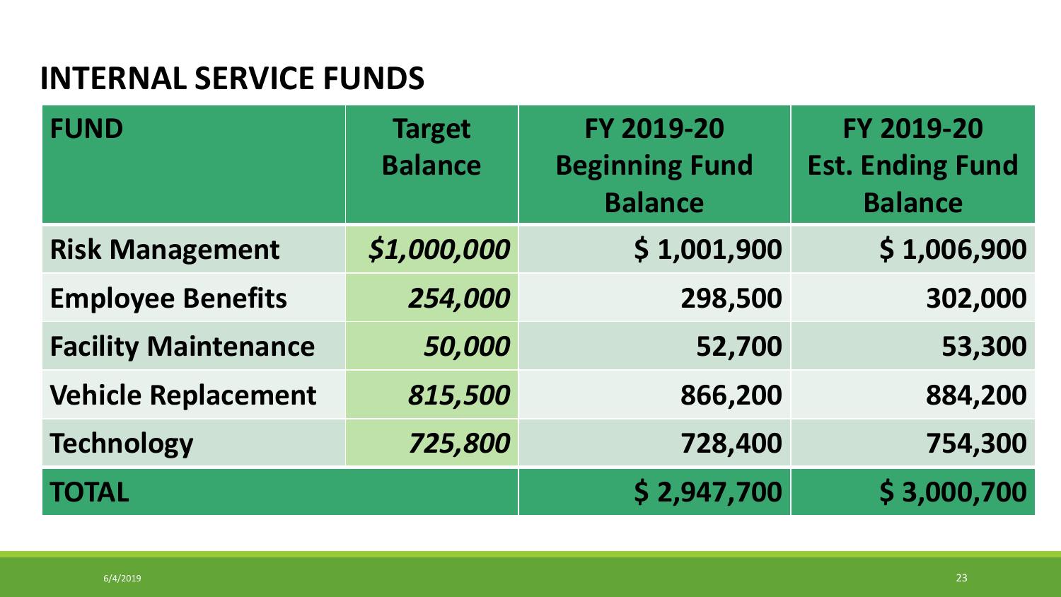## INTERNAL SERVICE FUNDS

| FUND | Target Balance | FY 2019-20 Beginning Fund Balance | FY 2019-20 Est. Ending Fund Balance |
|---|---|---|---|
| **Risk Management** | ***$1,000,000*** | **$ 1,001,900** | **$ 1,006,900** |
| **Employee Benefits** | ***254,000*** | **298,500** | **302,000** |
| **Facility Maintenance** | ***50,000*** | **52,700** | **53,300** |
| **Vehicle Replacement** | ***815,500*** | **866,200** | **884,200** |
| **Technology** | ***725,800*** | **728,400** | **754,300** |
| **TOTAL** | | **$ 2,947,700** | **$ 3,000,700** |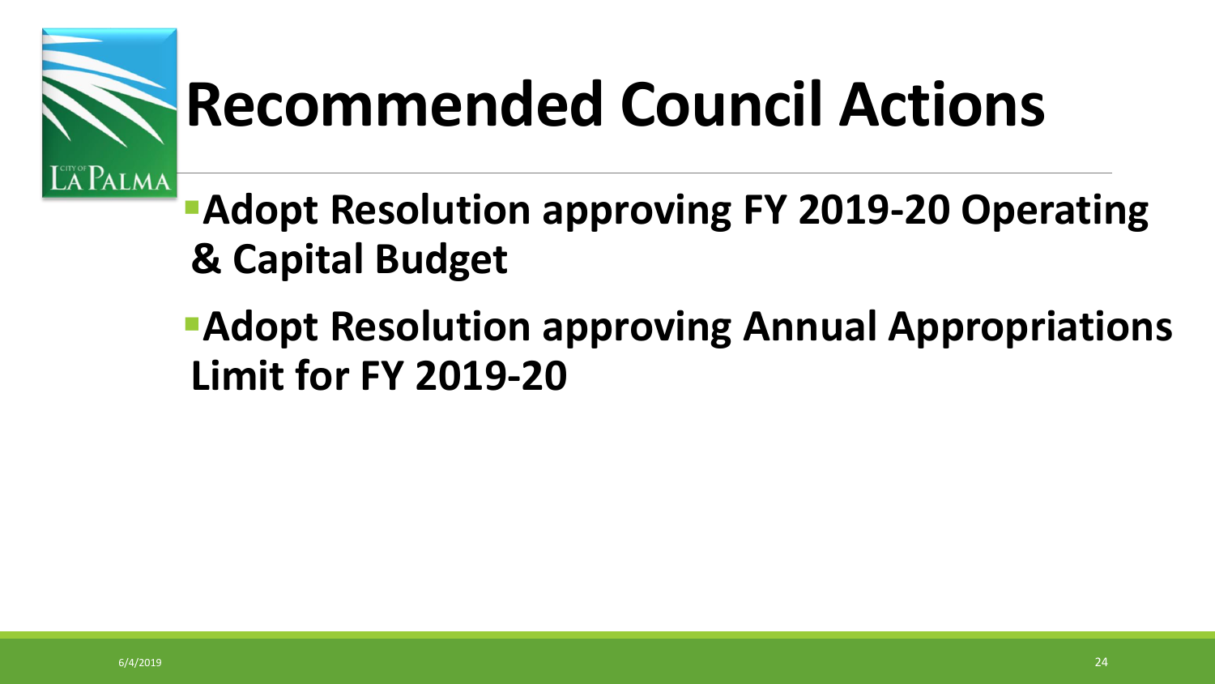# Recommended Council Actions

- **Adopt Resolution approving FY 2019-20 Operating & Capital Budget**
- **Adopt Resolution approving Annual Appropriations Limit for FY 2019-20**